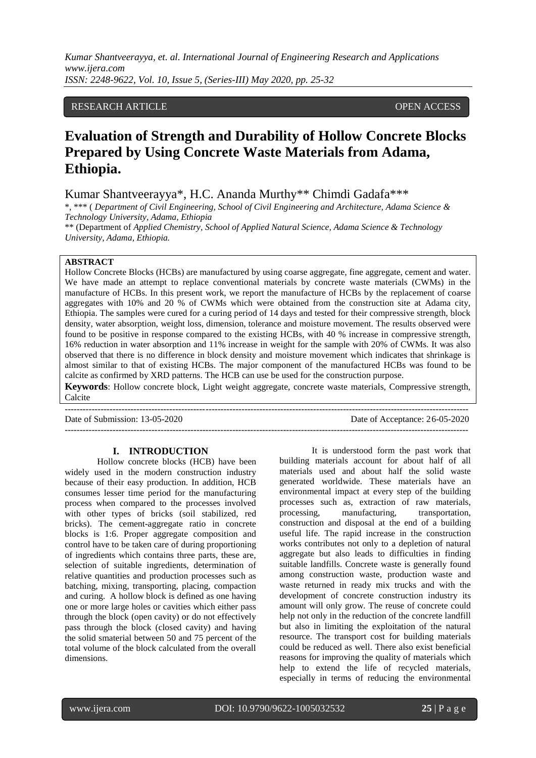RESEARCH ARTICLE OPEN ACCESS

# Evaluation of Strength and Durability of Hollow Concrete Blocks Prepared by Using Concrete Waste Materials from Adama, Ethiopia.

Kumar Shantveerayya*, H.C. Ananda Murthy** Chimdi Gadafa***

*, *** ( *Department of Civil Engineering, School of Civil Engineering and Architecture, Adama Science & Technology University, Adama, Ethiopia*

** (Department of *Applied Chemistry, School of Applied Natural Science, Adama Science & Technology University, Adama, Ethiopia.*

## ABSTRACT

Hollow Concrete Blocks (HCBs) are manufactured by using coarse aggregate, fine aggregate, cement and water. We have made an attempt to replace conventional materials by concrete waste materials (CWMs) in the manufacture of HCBs. In this present work, we report the manufacture of HCBs by the replacement of coarse aggregates with 10% and 20 % of CWMs which were obtained from the construction site at Adama city, Ethiopia. The samples were cured for a curing period of 14 days and tested for their compressive strength, block density, water absorption, weight loss, dimension, tolerance and moisture movement. The results observed were found to be positive in response compared to the existing HCBs, with 40 % increase in compressive strength, 16% reduction in water absorption and 11% increase in weight for the sample with 20% of CWMs. It was also observed that there is no difference in block density and moisture movement which indicates that shrinkage is almost similar to that of existing HCBs. The major component of the manufactured HCBs was found to be calcite as confirmed by XRD patterns. The HCB can use be used for the construction purpose.

**Keywords**: Hollow concrete block, Light weight aggregate, concrete waste materials, Compressive strength, Calcite

Date of Submission: 13-05-2020 Date of Acceptance: 26-05-2020

## I. INTRODUCTION

Hollow concrete blocks (HCB) have been widely used in the modern construction industry because of their easy production. In addition, HCB consumes lesser time period for the manufacturing process when compared to the processes involved with other types of bricks (soil stabilized, red bricks). The cement-aggregate ratio in concrete blocks is 1:6. Proper aggregate composition and control have to be taken care of during proportioning of ingredients which contains three parts, these are, selection of suitable ingredients, determination of relative quantities and production processes such as batching, mixing, transporting, placing, compaction and curing. A hollow block is defined as one having one or more large holes or cavities which either pass through the block (open cavity) or do not effectively pass through the block (closed cavity) and having the solid smaterial between 50 and 75 percent of the total volume of the block calculated from the overall dimensions.

It is understood form the past work that building materials account for about half of all materials used and about half the solid waste generated worldwide. These materials have an environmental impact at every step of the building processes such as, extraction of raw materials, processing, manufacturing, transportation, construction and disposal at the end of a building useful life. The rapid increase in the construction works contributes not only to a depletion of natural aggregate but also leads to difficulties in finding suitable landfills. Concrete waste is generally found among construction waste, production waste and waste returned in ready mix trucks and with the development of concrete construction industry its amount will only grow. The reuse of concrete could help not only in the reduction of the concrete landfill but also in limiting the exploitation of the natural resource. The transport cost for building materials could be reduced as well. There also exist beneficial reasons for improving the quality of materials which help to extend the life of recycled materials, especially in terms of reducing the environmental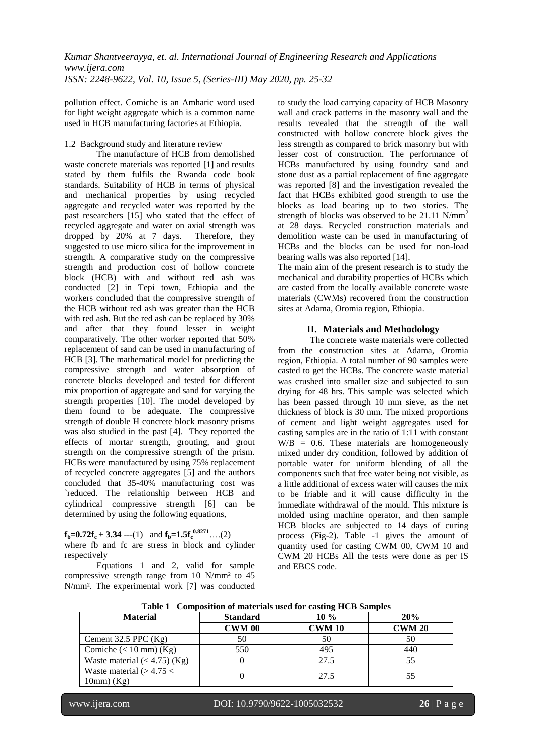pollution effect. Comiche is an Amharic word used for light weight aggregate which is a common name used in HCB manufacturing factories at Ethiopia.

1.2 Background study and literature review

The manufacture of HCB from demolished waste concrete materials was reported [1] and results stated by them fulfils the Rwanda code book standards. Suitability of HCB in terms of physical and mechanical properties by using recycled aggregate and recycled water was reported by the past researchers [15] who stated that the effect of recycled aggregate and water on axial strength was dropped by 20% at 7 days. Therefore, they suggested to use micro silica for the improvement in strength. A comparative study on the compressive strength and production cost of hollow concrete block (HCB) with and without red ash was conducted [2] in Tepi town, Ethiopia and the workers concluded that the compressive strength of the HCB without red ash was greater than the HCB with red ash. But the red ash can be replaced by 30% and after that they found lesser in weight comparatively. The other worker reported that 50% replacement of sand can be used in manufacturing of HCB [3]. The mathematical model for predicting the compressive strength and water absorption of concrete blocks developed and tested for different mix proportion of aggregate and sand for varying the strength properties [10]. The model developed by them found to be adequate. The compressive strength of double H concrete block masonry prisms was also studied in the past [4]. They reported the effects of mortar strength, grouting, and grout strength on the compressive strength of the prism. HCBs were manufactured by using 75% replacement of recycled concrete aggregates [5] and the authors concluded that 35-40% manufacturing cost was `reduced. The relationship between HCB and cylindrical compressive strength [6] can be determined by using the following equations,

$\mathbf{f_b=0.72f_c + 3.34}$ ---(1) and $\mathbf{f_b=1.5f_c^{0.8271}}$….(2)

where fb and fc are stress in block and cylinder respectively

Equations 1 and 2, valid for sample compressive strength range from 10 N/mm² to 45 N/mm². The experimental work [7] was conducted to study the load carrying capacity of HCB Masonry wall and crack patterns in the masonry wall and the results revealed that the strength of the wall constructed with hollow concrete block gives the less strength as compared to brick masonry but with lesser cost of construction. The performance of HCBs manufactured by using foundry sand and stone dust as a partial replacement of fine aggregate was reported [8] and the investigation revealed the fact that HCBs exhibited good strength to use the blocks as load bearing up to two stories. The strength of blocks was observed to be 21.11 N/mm$^2$ at 28 days. Recycled construction materials and demolition waste can be used in manufacturing of HCBs and the blocks can be used for non-load bearing walls was also reported [14].

The main aim of the present research is to study the mechanical and durability properties of HCBs which are casted from the locally available concrete waste materials (CWMs) recovered from the construction sites at Adama, Oromia region, Ethiopia.

## II. Materials and Methodology

The concrete waste materials were collected from the construction sites at Adama, Oromia region, Ethiopia. A total number of 90 samples were casted to get the HCBs. The concrete waste material was crushed into smaller size and subjected to sun drying for 48 hrs. This sample was selected which has been passed through 10 mm sieve, as the net thickness of block is 30 mm. The mixed proportions of cement and light weight aggregates used for casting samples are in the ratio of 1:11 with constant W/B = 0.6. These materials are homogeneously mixed under dry condition, followed by addition of portable water for uniform blending of all the components such that free water being not visible, as a little additional of excess water will causes the mix to be friable and it will cause difficulty in the immediate withdrawal of the mould. This mixture is molded using machine operator, and then sample HCB blocks are subjected to 14 days of curing process (Fig-2). Table -1 gives the amount of quantity used for casting CWM 00, CWM 10 and CWM 20 HCBs All the tests were done as per IS and EBCS code.

**Table 1 Composition of materials used for casting HCB Samples**

| Material | Standard | 10 % | 20% |
|---|---|---|---|
| | CWM 00 | CWM 10 | CWM 20 |
| Cement 32.5 PPC (Kg) | 50 | 50 | 50 |
| Comiche (< 10 mm) (Kg) | 550 | 495 | 440 |
| Waste material (< 4.75) (Kg) | 0 | 27.5 | 55 |
| Waste material (> 4.75 < 10mm) (Kg) | 0 | 27.5 | 55 |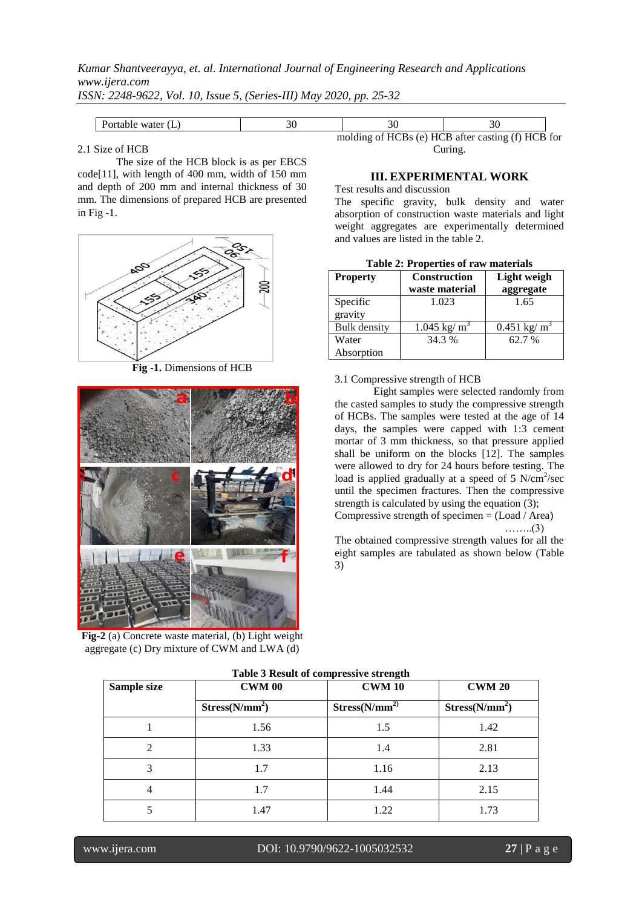| Portable water (L) | 30 | 30 | 30 |
|---|---|---|---|

### 2.1 Size of HCB

The size of the HCB block is as per EBCS code[11], with length of 400 mm, width of 150 mm and depth of 200 mm and internal thickness of 30 mm. The dimensions of prepared HCB are presented in Fig -1.

**Fig -1.** Dimensions of HCB

**Fig-2** (a) Concrete waste material, (b) Light weight aggregate (c) Dry mixture of CWM and LWA (d) molding of HCBs (e) HCB after casting (f) HCB for Curing.

## III. EXPERIMENTAL WORK

Test results and discussion

The specific gravity, bulk density and water absorption of construction waste materials and light weight aggregates are experimentally determined and values are listed in the table 2.

**Table 2: Properties of raw materials**

| Property | Construction waste material | Light weigh aggregate |
|---|---|---|
| Specific gravity | 1.023 | 1.65 |
| Bulk density | 1.045 kg/ $m^3$ | 0.451 kg/ $m^3$ |
| Water Absorption | 34.3 % | 62.7 % |

### 3.1 Compressive strength of HCB

Eight samples were selected randomly from the casted samples to study the compressive strength of HCBs. The samples were tested at the age of 14 days, the samples were capped with 1:3 cement mortar of 3 mm thickness, so that pressure applied shall be uniform on the blocks [12]. The samples were allowed to dry for 24 hours before testing. The load is applied gradually at a speed of 5 N/$cm^2$/sec until the specimen fractures. Then the compressive strength is calculated by using the equation (3);

Compressive strength of specimen = (Load / Area) ……..(3)

The obtained compressive strength values for all the eight samples are tabulated as shown below (Table 3)

**Table 3 Result of compressive strength**

| Sample size | CWM 00 | CWM 10 | CWM 20 |
|---|---|---|---|
| | Stress(N/$mm^2$) | Stress(N/$mm^2$) | Stress(N/$mm^2$) |
| 1 | 1.56 | 1.5 | 1.42 |
| 2 | 1.33 | 1.4 | 2.81 |
| 3 | 1.7 | 1.16 | 2.13 |
| 4 | 1.7 | 1.44 | 2.15 |
| 5 | 1.47 | 1.22 | 1.73 |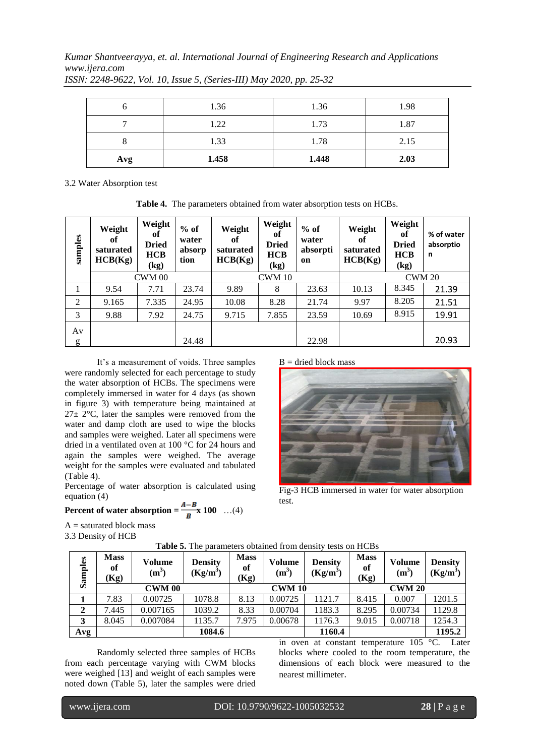| 6 | 1.36 | 1.36 | 1.98 |
|---|---|---|---|
| 7 | 1.22 | 1.73 | 1.87 |
| 8 | 1.33 | 1.78 | 2.15 |
| **Avg** | **1.458** | **1.448** | **2.03** |

3.2 Water Absorption test

**Table 4.** The parameters obtained from water absorption tests on HCBs.

| samples | Weight of saturated HCB(Kg) | Weight of Dried HCB (kg) | % of water absorption | Weight of saturated HCB(Kg) | Weight of Dried HCB (kg) | % of water absorption | Weight of saturated HCB(Kg) | Weight of Dried HCB (kg) | % of water absorption |
|---|---|---|---|---|---|---|---|---|---|
| | CWM 00 | | | CWM 10 | | | CWM 20 | | |
| 1 | 9.54 | 7.71 | 23.74 | 9.89 | 8 | 23.63 | 10.13 | 8.345 | 21.39 |
| 2 | 9.165 | 7.335 | 24.95 | 10.08 | 8.28 | 21.74 | 9.97 | 8.205 | 21.51 |
| 3 | 9.88 | 7.92 | 24.75 | 9.715 | 7.855 | 23.59 | 10.69 | 8.915 | 19.91 |
| Avg | | | 24.48 | | | 22.98 | | | 20.93 |

It's a measurement of voids. Three samples were randomly selected for each percentage to study the water absorption of HCBs. The specimens were completely immersed in water for 4 days (as shown in figure 3) with temperature being maintained at 27± 2°C, later the samples were removed from the water and damp cloth are used to wipe the blocks and samples were weighed. Later all specimens were dried in a ventilated oven at 100 °C for 24 hours and again the samples were weighed. The average weight for the samples were evaluated and tabulated (Table 4).

Percentage of water absorption is calculated using equation (4)

$$\textbf{Percent of water absorption} = \frac{A-B}{B} \times 100 \quad \ldots(4)$$

A = saturated block mass

B = dried block mass

Fig-3 HCB immersed in water for water absorption test.

3.3 Density of HCB

**Table 5.** The parameters obtained from density tests on HCBs

| Samples | Mass of (Kg) | Volume ($m^3$) | Density ($Kg/m^3$) | Mass of (Kg) | Volume ($m^3$) | Density ($Kg/m^3$) | Mass of (Kg) | Volume ($m^3$) | Density ($Kg/m^3$) |
|---|---|---|---|---|---|---|---|---|---|
| | **CWM 00** | | | **CWM 10** | | | **CWM 20** | | |
| **1** | 7.83 | 0.00725 | 1078.8 | 8.13 | 0.00725 | 1121.7 | 8.415 | 0.007 | 1201.5 |
| **2** | 7.445 | 0.007165 | 1039.2 | 8.33 | 0.00704 | 1183.3 | 8.295 | 0.00734 | 1129.8 |
| **3** | 8.045 | 0.007084 | 1135.7 | 7.975 | 0.00678 | 1176.3 | 9.015 | 0.00718 | 1254.3 |
| **Avg** | | | **1084.6** | | | **1160.4** | | | **1195.2** |

Randomly selected three samples of HCBs from each percentage varying with CWM blocks were weighed [13] and weight of each samples were noted down (Table 5), later the samples were dried in oven at constant temperature 105 °C. Later blocks where cooled to the room temperature, the dimensions of each block were measured to the nearest millimeter.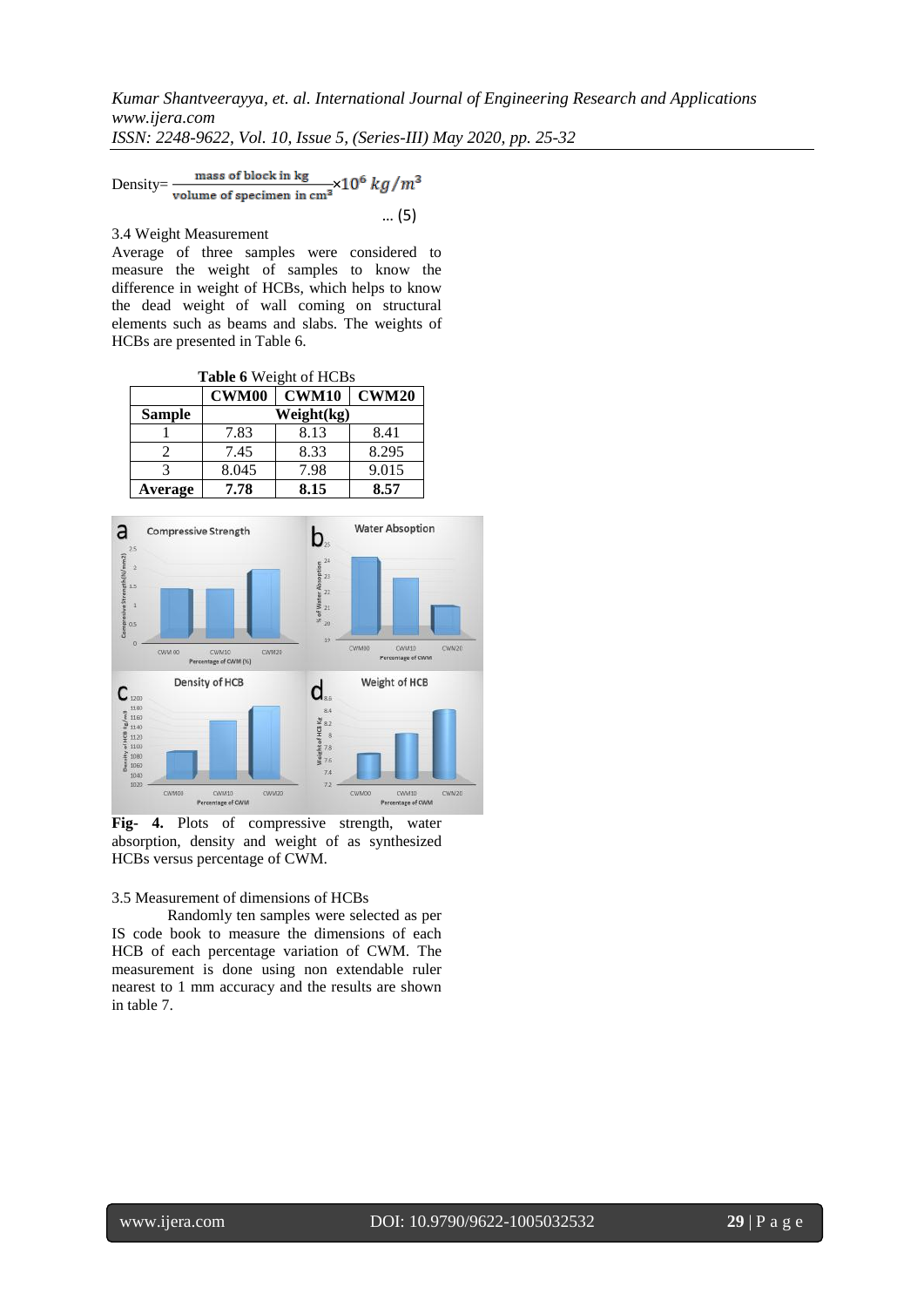$$\text{Density} = \frac{\text{mass of block in kg}}{\text{volume of specimen in cm}^3} \times 10^6\ kg/m^3 \quad \dots (5)$$

3.4 Weight Measurement

Average of three samples were considered to measure the weight of samples to know the difference in weight of HCBs, which helps to know the dead weight of wall coming on structural elements such as beams and slabs. The weights of HCBs are presented in Table 6.

**Table 6** Weight of HCBs

| | **CWM00** | **CWM10** | **CWM20** |
|---|---|---|---|
| **Sample** | **Weight(kg)** | | |
| 1 | 7.83 | 8.13 | 8.41 |
| 2 | 7.45 | 8.33 | 8.295 |
| 3 | 8.045 | 7.98 | 9.015 |
| **Average** | **7.78** | **8.15** | **8.57** |

**Fig- 4.** Plots of compressive strength, water absorption, density and weight of as synthesized HCBs versus percentage of CWM.

3.5 Measurement of dimensions of HCBs

Randomly ten samples were selected as per IS code book to measure the dimensions of each HCB of each percentage variation of CWM. The measurement is done using non extendable ruler nearest to 1 mm accuracy and the results are shown in table 7.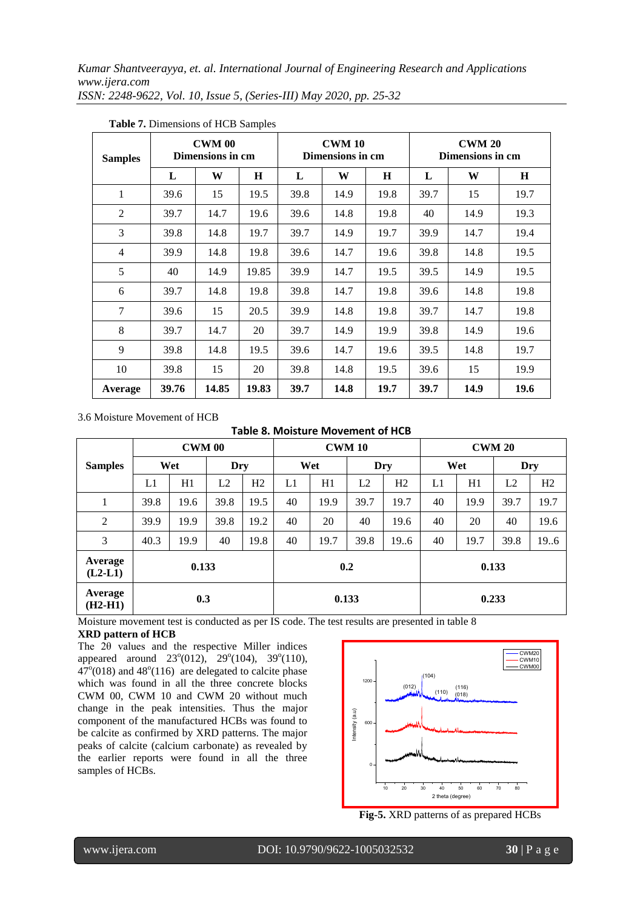**Table 7.** Dimensions of HCB Samples

| Samples | CWM 00 Dimensions in cm | | | CWM 10 Dimensions in cm | | | CWM 20 Dimensions in cm | | |
|---|---|---|---|---|---|---|---|---|---|
| | L | W | H | L | W | H | L | W | H |
| 1 | 39.6 | 15 | 19.5 | 39.8 | 14.9 | 19.8 | 39.7 | 15 | 19.7 |
| 2 | 39.7 | 14.7 | 19.6 | 39.6 | 14.8 | 19.8 | 40 | 14.9 | 19.3 |
| 3 | 39.8 | 14.8 | 19.7 | 39.7 | 14.9 | 19.7 | 39.9 | 14.7 | 19.4 |
| 4 | 39.9 | 14.8 | 19.8 | 39.6 | 14.7 | 19.6 | 39.8 | 14.8 | 19.5 |
| 5 | 40 | 14.9 | 19.85 | 39.9 | 14.7 | 19.5 | 39.5 | 14.9 | 19.5 |
| 6 | 39.7 | 14.8 | 19.8 | 39.8 | 14.7 | 19.8 | 39.6 | 14.8 | 19.8 |
| 7 | 39.6 | 15 | 20.5 | 39.9 | 14.8 | 19.8 | 39.7 | 14.7 | 19.8 |
| 8 | 39.7 | 14.7 | 20 | 39.7 | 14.9 | 19.9 | 39.8 | 14.9 | 19.6 |
| 9 | 39.8 | 14.8 | 19.5 | 39.6 | 14.7 | 19.6 | 39.5 | 14.8 | 19.7 |
| 10 | 39.8 | 15 | 20 | 39.8 | 14.8 | 19.5 | 39.6 | 15 | 19.9 |
| **Average** | **39.76** | **14.85** | **19.83** | **39.7** | **14.8** | **19.7** | **39.7** | **14.9** | **19.6** |

3.6 Moisture Movement of HCB

**Table 8. Moisture Movement of HCB**

| Samples | CWM 00 | | | | CWM 10 | | | | CWM 20 | | | |
|---|---|---|---|---|---|---|---|---|---|---|---|---|
| | Wet | | Dry | | Wet | | Dry | | Wet | | Dry | |
| | L1 | H1 | L2 | H2 | L1 | H1 | L2 | H2 | L1 | H1 | L2 | H2 |
| 1 | 39.8 | 19.6 | 39.8 | 19.5 | 40 | 19.9 | 39.7 | 19.7 | 40 | 19.9 | 39.7 | 19.7 |
| 2 | 39.9 | 19.9 | 39.8 | 19.2 | 40 | 20 | 40 | 19.6 | 40 | 20 | 40 | 19.6 |
| 3 | 40.3 | 19.9 | 40 | 19.8 | 40 | 19.7 | 39.8 | 19..6 | 40 | 19.7 | 39.8 | 19..6 |
| **Average (L2-L1)** | **0.133** | | | | **0.2** | | | | **0.133** | | | |
| **Average (H2-H1)** | **0.3** | | | | **0.133** | | | | **0.233** | | | |

Moisture movement test is conducted as per IS code. The test results are presented in table 8

**XRD pattern of HCB**

The 2θ values and the respective Miller indices appeared around $23^{o}$(012), $29^{o}$(104), $39^{o}$(110), $47^{o}$(018) and $48^{o}$(116) are delegated to calcite phase which was found in all the three concrete blocks CWM 00, CWM 10 and CWM 20 without much change in the peak intensities. Thus the major component of the manufactured HCBs was found to be calcite as confirmed by XRD patterns. The major peaks of calcite (calcium carbonate) as revealed by the earlier reports were found in all the three samples of HCBs.

**Fig-5.** XRD patterns of as prepared HCBs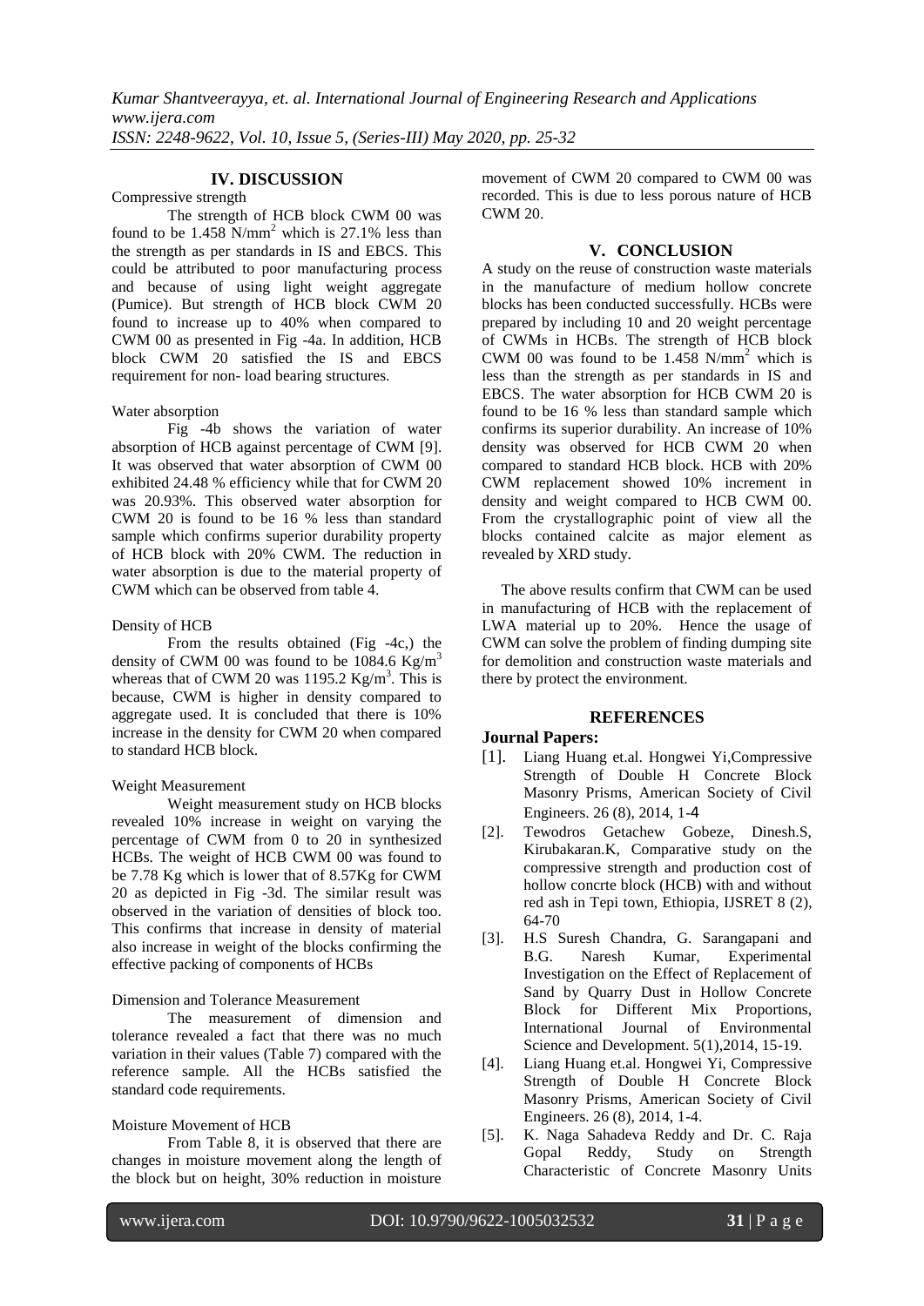## IV. DISCUSSION

Compressive strength

The strength of HCB block CWM 00 was found to be 1.458 $N/mm^2$ which is 27.1% less than the strength as per standards in IS and EBCS. This could be attributed to poor manufacturing process and because of using light weight aggregate (Pumice). But strength of HCB block CWM 20 found to increase up to 40% when compared to CWM 00 as presented in Fig -4a. In addition, HCB block CWM 20 satisfied the IS and EBCS requirement for non- load bearing structures.

Water absorption

Fig -4b shows the variation of water absorption of HCB against percentage of CWM [9]. It was observed that water absorption of CWM 00 exhibited 24.48 % efficiency while that for CWM 20 was 20.93%. This observed water absorption for CWM 20 is found to be 16 % less than standard sample which confirms superior durability property of HCB block with 20% CWM. The reduction in water absorption is due to the material property of CWM which can be observed from table 4.

Density of HCB

From the results obtained (Fig -4c,) the density of CWM 00 was found to be 1084.6 $Kg/m^3$ whereas that of CWM 20 was 1195.2 $Kg/m^3$. This is because, CWM is higher in density compared to aggregate used. It is concluded that there is 10% increase in the density for CWM 20 when compared to standard HCB block.

Weight Measurement

Weight measurement study on HCB blocks revealed 10% increase in weight on varying the percentage of CWM from 0 to 20 in synthesized HCBs. The weight of HCB CWM 00 was found to be 7.78 Kg which is lower that of 8.57Kg for CWM 20 as depicted in Fig -3d. The similar result was observed in the variation of densities of block too. This confirms that increase in density of material also increase in weight of the blocks confirming the effective packing of components of HCBs

Dimension and Tolerance Measurement

The measurement of dimension and tolerance revealed a fact that there was no much variation in their values (Table 7) compared with the reference sample. All the HCBs satisfied the standard code requirements.

Moisture Movement of HCB

From Table 8, it is observed that there are changes in moisture movement along the length of the block but on height, 30% reduction in moisture movement of CWM 20 compared to CWM 00 was recorded. This is due to less porous nature of HCB CWM 20.

## V. CONCLUSION

A study on the reuse of construction waste materials in the manufacture of medium hollow concrete blocks has been conducted successfully. HCBs were prepared by including 10 and 20 weight percentage of CWMs in HCBs. The strength of HCB block CWM 00 was found to be 1.458 $N/mm^2$ which is less than the strength as per standards in IS and EBCS. The water absorption for HCB CWM 20 is found to be 16 % less than standard sample which confirms its superior durability. An increase of 10% density was observed for HCB CWM 20 when compared to standard HCB block. HCB with 20% CWM replacement showed 10% increment in density and weight compared to HCB CWM 00. From the crystallographic point of view all the blocks contained calcite as major element as revealed by XRD study.

The above results confirm that CWM can be used in manufacturing of HCB with the replacement of LWA material up to 20%. Hence the usage of CWM can solve the problem of finding dumping site for demolition and construction waste materials and there by protect the environment.

## REFERENCES

**Journal Papers:**

[1]. Liang Huang et.al. Hongwei Yi,Compressive Strength of Double H Concrete Block Masonry Prisms, American Society of Civil Engineers. 26 (8), 2014, 1-4

[2]. Tewodros Getachew Gobeze, Dinesh.S, Kirubakaran.K, Comparative study on the compressive strength and production cost of hollow concrte block (HCB) with and without red ash in Tepi town, Ethiopia, IJSRET 8 (2), 64-70

[3]. H.S Suresh Chandra, G. Sarangapani and B.G. Naresh Kumar, Experimental Investigation on the Effect of Replacement of Sand by Quarry Dust in Hollow Concrete Block for Different Mix Proportions, International Journal of Environmental Science and Development. 5(1),2014, 15-19.

[4]. Liang Huang et.al. Hongwei Yi, Compressive Strength of Double H Concrete Block Masonry Prisms, American Society of Civil Engineers. 26 (8), 2014, 1-4.

[5]. K. Naga Sahadeva Reddy and Dr. C. Raja Gopal Reddy, Study on Strength Characteristic of Concrete Masonry Units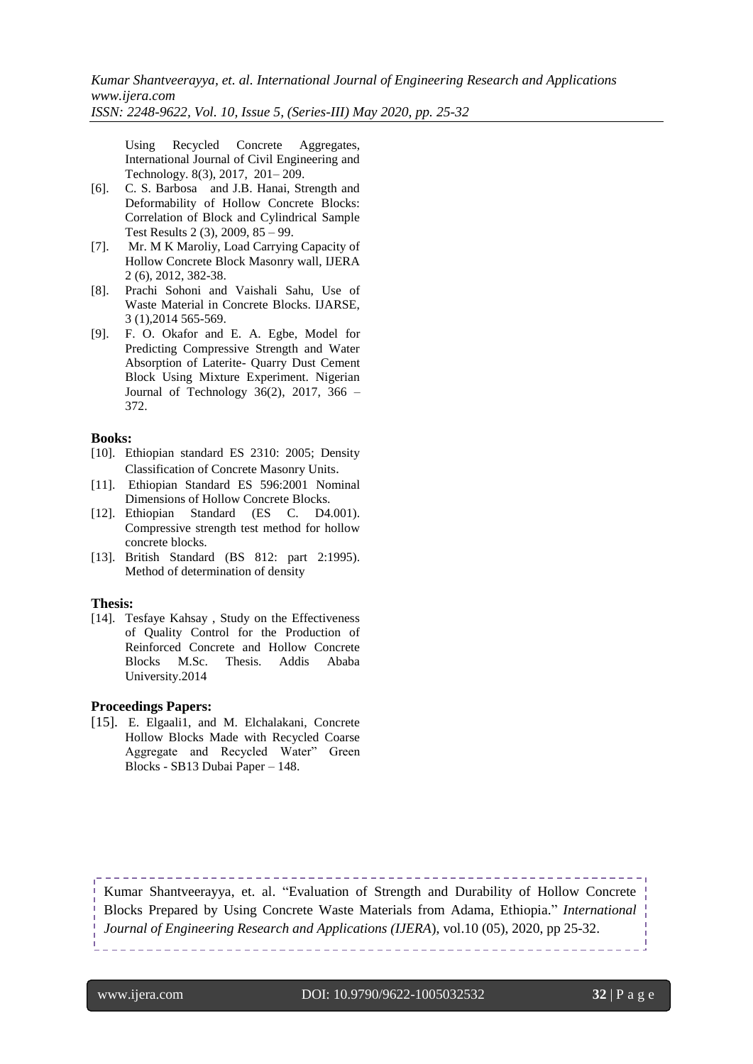Using Recycled Concrete Aggregates, International Journal of Civil Engineering and Technology. 8(3), 2017, 201– 209.

[6]. C. S. Barbosa and J.B. Hanai, Strength and Deformability of Hollow Concrete Blocks: Correlation of Block and Cylindrical Sample Test Results 2 (3), 2009, 85 – 99.

[7]. Mr. M K Maroliy, Load Carrying Capacity of Hollow Concrete Block Masonry wall, IJERA 2 (6), 2012, 382-38.

[8]. Prachi Sohoni and Vaishali Sahu, Use of Waste Material in Concrete Blocks. IJARSE, 3 (1),2014 565-569.

[9]. F. O. Okafor and E. A. Egbe, Model for Predicting Compressive Strength and Water Absorption of Laterite- Quarry Dust Cement Block Using Mixture Experiment. Nigerian Journal of Technology 36(2), 2017, 366 – 372.

**Books:**

[10]. Ethiopian standard ES 2310: 2005; Density Classification of Concrete Masonry Units.

[11]. Ethiopian Standard ES 596:2001 Nominal Dimensions of Hollow Concrete Blocks.

[12]. Ethiopian Standard (ES C. D4.001). Compressive strength test method for hollow concrete blocks.

[13]. British Standard (BS 812: part 2:1995). Method of determination of density

**Thesis:**

[14]. Tesfaye Kahsay , Study on the Effectiveness of Quality Control for the Production of Reinforced Concrete and Hollow Concrete Blocks M.Sc. Thesis. Addis Ababa University.2014

**Proceedings Papers:**

[15]. E. Elgaali1, and M. Elchalakani, Concrete Hollow Blocks Made with Recycled Coarse Aggregate and Recycled Water" Green Blocks - SB13 Dubai Paper – 148.

Kumar Shantveerayya, et. al. "Evaluation of Strength and Durability of Hollow Concrete Blocks Prepared by Using Concrete Waste Materials from Adama, Ethiopia." *International Journal of Engineering Research and Applications (IJERA*), vol.10 (05), 2020, pp 25-32.